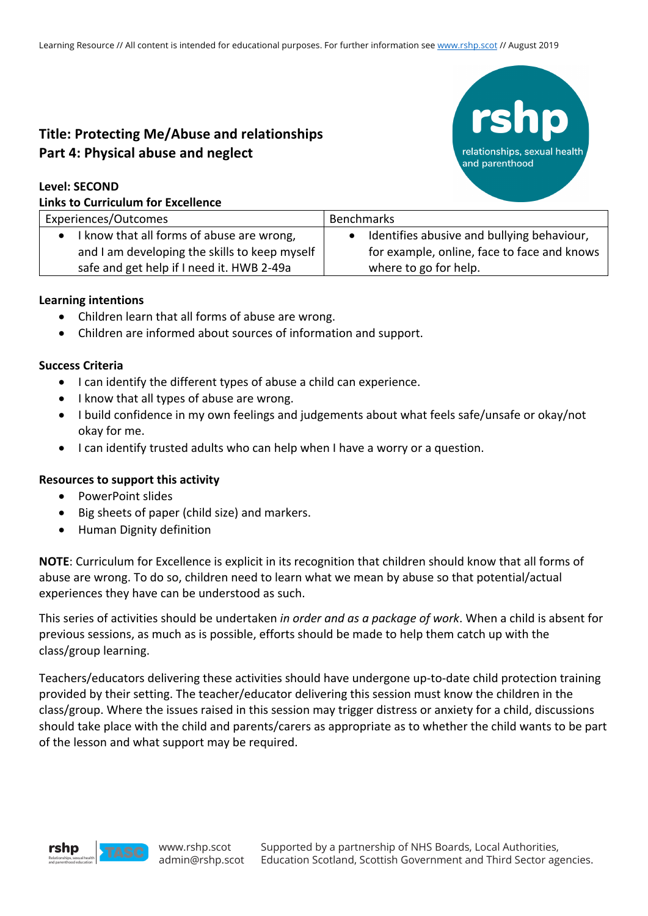# Title: Protecting Me/Abuse and relationships
## Part 4: Physical abuse and neglect

**Level: SECOND**

**Links to Curriculum for Excellence**

| Experiences/Outcomes | Benchmarks |
|---|---|
| • I know that all forms of abuse are wrong, and I am developing the skills to keep myself safe and get help if I need it. HWB 2-49a | • Identifies abusive and bullying behaviour, for example, online, face to face and knows where to go for help. |

**Learning intentions**

- Children learn that all forms of abuse are wrong.
- Children are informed about sources of information and support.

**Success Criteria**

- I can identify the different types of abuse a child can experience.
- I know that all types of abuse are wrong.
- I build confidence in my own feelings and judgements about what feels safe/unsafe or okay/not okay for me.
- I can identify trusted adults who can help when I have a worry or a question.

**Resources to support this activity**

- PowerPoint slides
- Big sheets of paper (child size) and markers.
- Human Dignity definition

**NOTE**: Curriculum for Excellence is explicit in its recognition that children should know that all forms of abuse are wrong. To do so, children need to learn what we mean by abuse so that potential/actual experiences they have can be understood as such.

This series of activities should be undertaken *in order and as a package of work*. When a child is absent for previous sessions, as much as is possible, efforts should be made to help them catch up with the class/group learning.

Teachers/educators delivering these activities should have undergone up-to-date child protection training provided by their setting. The teacher/educator delivering this session must know the children in the class/group. Where the issues raised in this session may trigger distress or anxiety for a child, discussions should take place with the child and parents/carers as appropriate as to whether the child wants to be part of the lesson and what support may be required.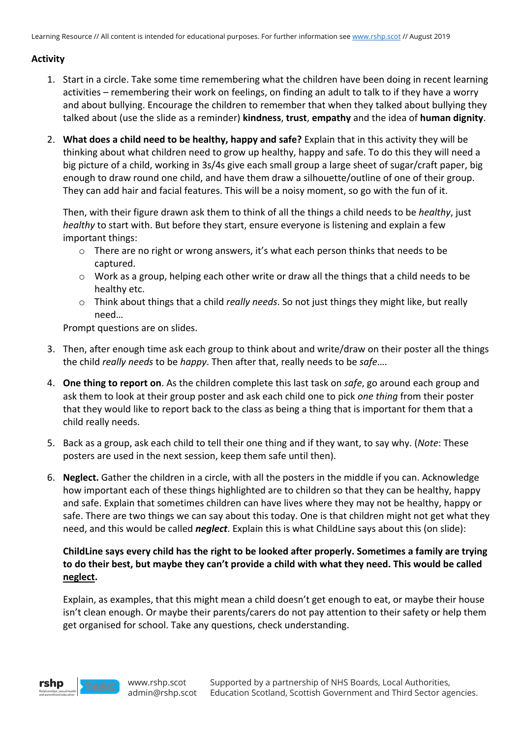**Activity**

1. Start in a circle. Take some time remembering what the children have been doing in recent learning activities – remembering their work on feelings, on finding an adult to talk to if they have a worry and about bullying. Encourage the children to remember that when they talked about bullying they talked about (use the slide as a reminder) **kindness**, **trust**, **empathy** and the idea of **human dignity**.

2. **What does a child need to be healthy, happy and safe?** Explain that in this activity they will be thinking about what children need to grow up healthy, happy and safe. To do this they will need a big picture of a child, working in 3s/4s give each small group a large sheet of sugar/craft paper, big enough to draw round one child, and have them draw a silhouette/outline of one of their group. They can add hair and facial features. This will be a noisy moment, so go with the fun of it.

   Then, with their figure drawn ask them to think of all the things a child needs to be *healthy*, just *healthy* to start with. But before they start, ensure everyone is listening and explain a few important things:
   - There are no right or wrong answers, it's what each person thinks that needs to be captured.
   - Work as a group, helping each other write or draw all the things that a child needs to be healthy etc.
   - Think about things that a child *really needs*. So not just things they might like, but really need…

   Prompt questions are on slides.

3. Then, after enough time ask each group to think about and write/draw on their poster all the things the child *really needs* to be *happy*. Then after that, really needs to be *safe*….

4. **One thing to report on**. As the children complete this last task on *safe*, go around each group and ask them to look at their group poster and ask each child one to pick *one thing* from their poster that they would like to report back to the class as being a thing that is important for them that a child really needs.

5. Back as a group, ask each child to tell their one thing and if they want, to say why. (*Note*: These posters are used in the next session, keep them safe until then).

6. **Neglect.** Gather the children in a circle, with all the posters in the middle if you can. Acknowledge how important each of these things highlighted are to children so that they can be healthy, happy and safe. Explain that sometimes children can have lives where they may not be healthy, happy or safe. There are two things we can say about this today. One is that children might not get what they need, and this would be called ***neglect***. Explain this is what ChildLine says about this (on slide):

   **ChildLine says every child has the right to be looked after properly. Sometimes a family are trying to do their best, but maybe they can't provide a child with what they need. This would be called <u>neglect</u>.**

   Explain, as examples, that this might mean a child doesn't get enough to eat, or maybe their house isn't clean enough. Or maybe their parents/carers do not pay attention to their safety or help them get organised for school. Take any questions, check understanding.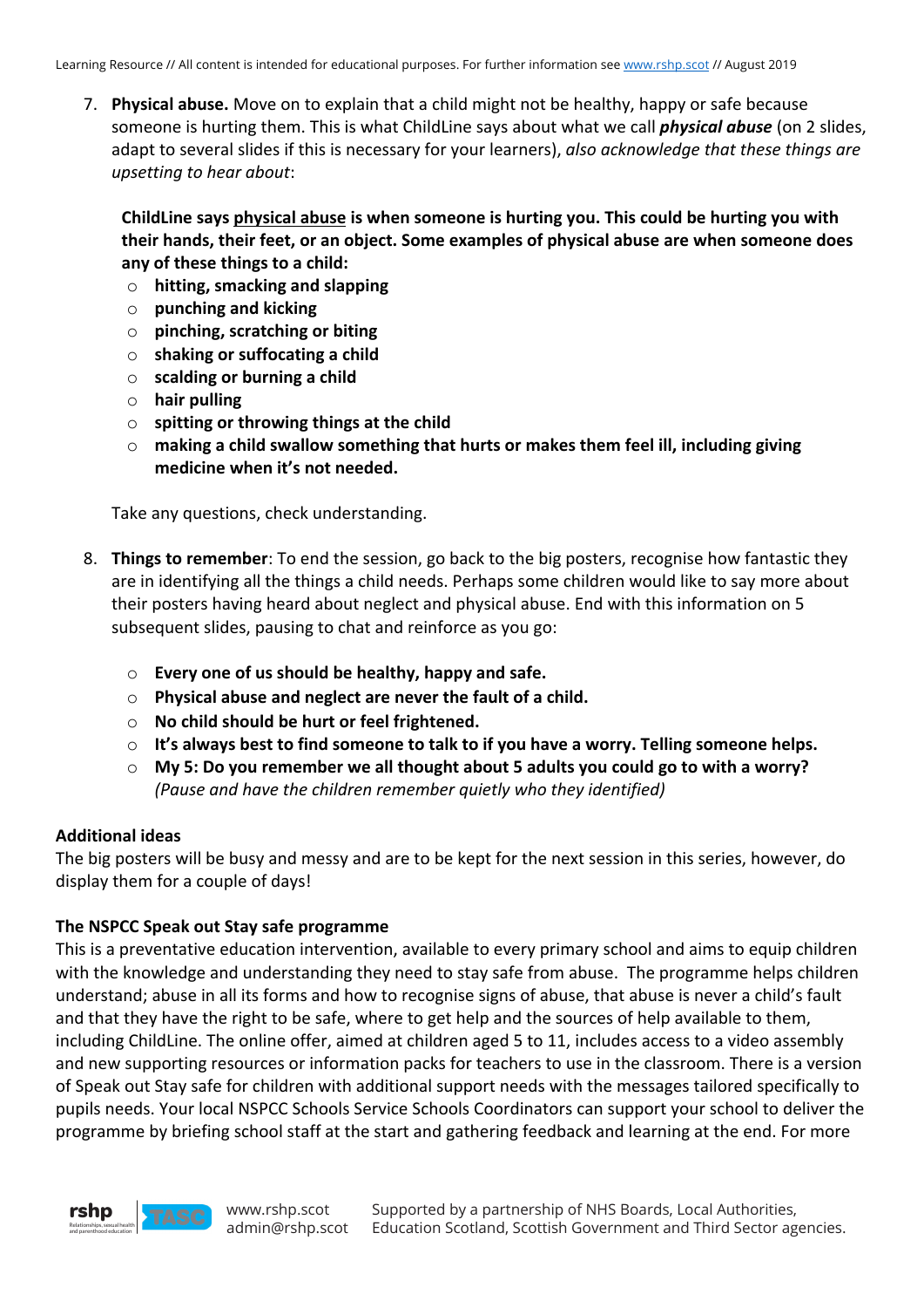7. **Physical abuse.** Move on to explain that a child might not be healthy, happy or safe because someone is hurting them. This is what ChildLine says about what we call ***physical abuse*** (on 2 slides, adapt to several slides if this is necessary for your learners), *also acknowledge that these things are upsetting to hear about*:

   **ChildLine says physical abuse is when someone is hurting you. This could be hurting you with their hands, their feet, or an object. Some examples of physical abuse are when someone does any of these things to a child:**

   - **hitting, smacking and slapping**
   - **punching and kicking**
   - **pinching, scratching or biting**
   - **shaking or suffocating a child**
   - **scalding or burning a child**
   - **hair pulling**
   - **spitting or throwing things at the child**
   - **making a child swallow something that hurts or makes them feel ill, including giving medicine when it's not needed.**

   Take any questions, check understanding.

8. **Things to remember**: To end the session, go back to the big posters, recognise how fantastic they are in identifying all the things a child needs. Perhaps some children would like to say more about their posters having heard about neglect and physical abuse. End with this information on 5 subsequent slides, pausing to chat and reinforce as you go:

   - **Every one of us should be healthy, happy and safe.**
   - **Physical abuse and neglect are never the fault of a child.**
   - **No child should be hurt or feel frightened.**
   - **It's always best to find someone to talk to if you have a worry. Telling someone helps.**
   - **My 5: Do you remember we all thought about 5 adults you could go to with a worry?** *(Pause and have the children remember quietly who they identified)*

**Additional ideas**

The big posters will be busy and messy and are to be kept for the next session in this series, however, do display them for a couple of days!

**The NSPCC Speak out Stay safe programme**

This is a preventative education intervention, available to every primary school and aims to equip children with the knowledge and understanding they need to stay safe from abuse. The programme helps children understand; abuse in all its forms and how to recognise signs of abuse, that abuse is never a child's fault and that they have the right to be safe, where to get help and the sources of help available to them, including ChildLine. The online offer, aimed at children aged 5 to 11, includes access to a video assembly and new supporting resources or information packs for teachers to use in the classroom. There is a version of Speak out Stay safe for children with additional support needs with the messages tailored specifically to pupils needs. Your local NSPCC Schools Service Schools Coordinators can support your school to deliver the programme by briefing school staff at the start and gathering feedback and learning at the end. For more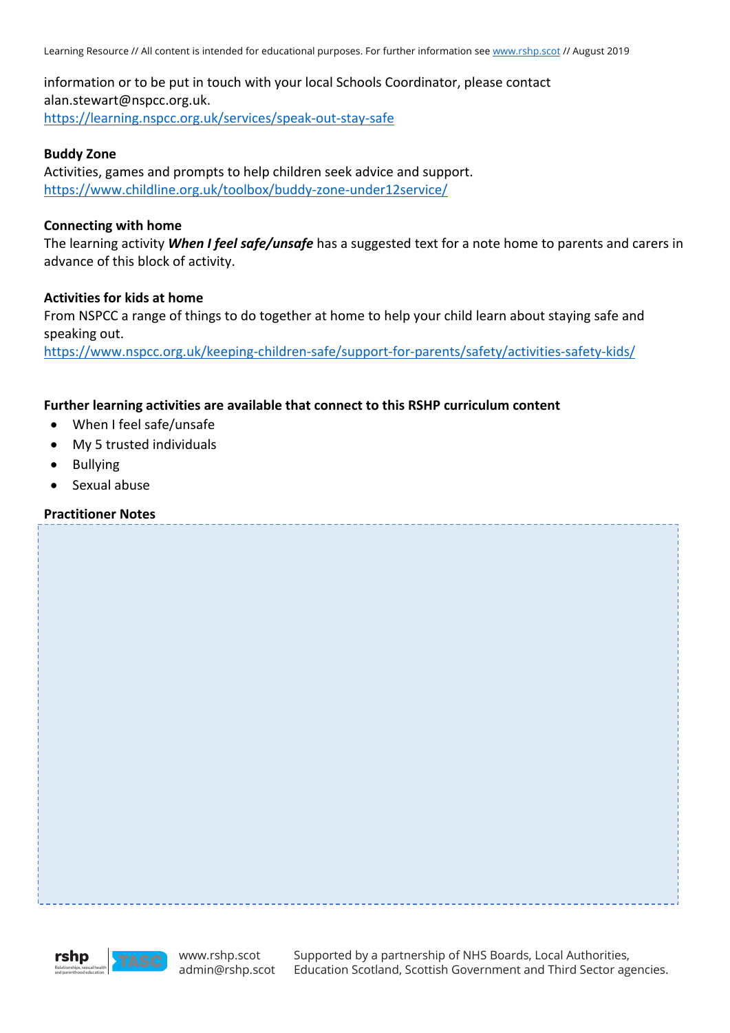information or to be put in touch with your local Schools Coordinator, please contact alan.stewart@nspcc.org.uk.
https://learning.nspcc.org.uk/services/speak-out-stay-safe

**Buddy Zone**
Activities, games and prompts to help children seek advice and support.
https://www.childline.org.uk/toolbox/buddy-zone-under12service/

**Connecting with home**
The learning activity ***When I feel safe/unsafe*** has a suggested text for a note home to parents and carers in advance of this block of activity.

**Activities for kids at home**
From NSPCC a range of things to do together at home to help your child learn about staying safe and speaking out.
https://www.nspcc.org.uk/keeping-children-safe/support-for-parents/safety/activities-safety-kids/

**Further learning activities are available that connect to this RSHP curriculum content**

- When I feel safe/unsafe
- My 5 trusted individuals
- Bullying
- Sexual abuse

**Practitioner Notes**